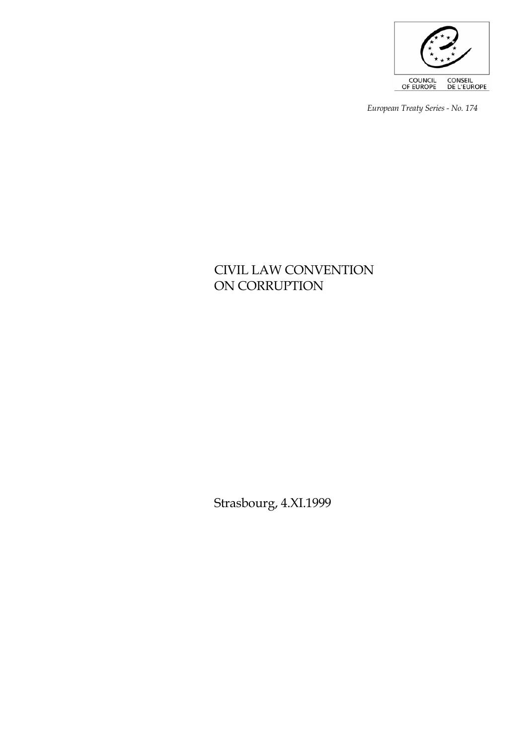COUNCIL OF EUROPE — CONSEIL DE L'EUROPE

*European Treaty Series - No. 174*

# CIVIL LAW CONVENTION ON CORRUPTION

Strasbourg, 4.XI.1999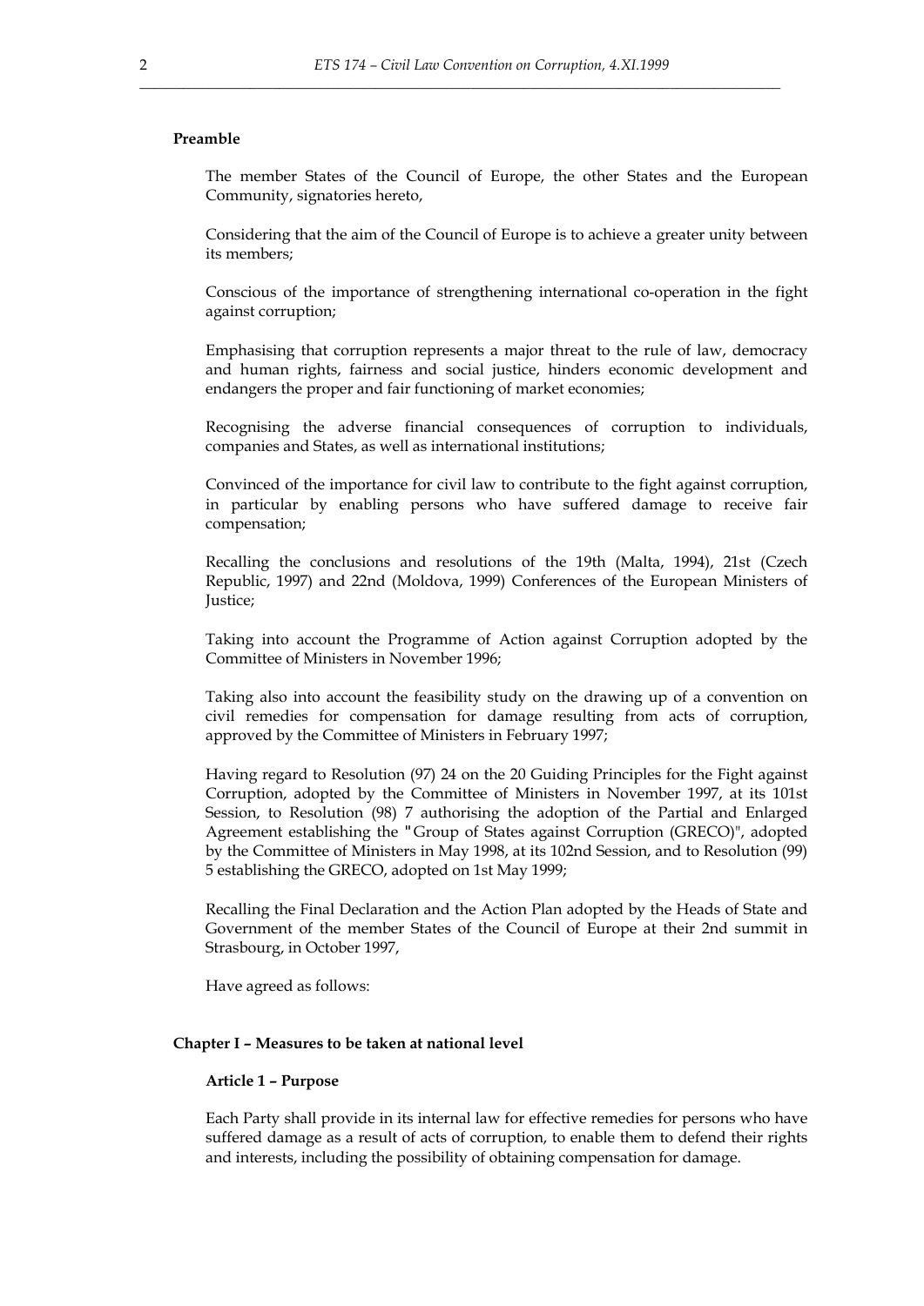## Preamble

The member States of the Council of Europe, the other States and the European Community, signatories hereto,

Considering that the aim of the Council of Europe is to achieve a greater unity between its members;

Conscious of the importance of strengthening international co-operation in the fight against corruption;

Emphasising that corruption represents a major threat to the rule of law, democracy and human rights, fairness and social justice, hinders economic development and endangers the proper and fair functioning of market economies;

Recognising the adverse financial consequences of corruption to individuals, companies and States, as well as international institutions;

Convinced of the importance for civil law to contribute to the fight against corruption, in particular by enabling persons who have suffered damage to receive fair compensation;

Recalling the conclusions and resolutions of the 19th (Malta, 1994), 21st (Czech Republic, 1997) and 22nd (Moldova, 1999) Conferences of the European Ministers of Justice;

Taking into account the Programme of Action against Corruption adopted by the Committee of Ministers in November 1996;

Taking also into account the feasibility study on the drawing up of a convention on civil remedies for compensation for damage resulting from acts of corruption, approved by the Committee of Ministers in February 1997;

Having regard to Resolution (97) 24 on the 20 Guiding Principles for the Fight against Corruption, adopted by the Committee of Ministers in November 1997, at its 101st Session, to Resolution (98) 7 authorising the adoption of the Partial and Enlarged Agreement establishing the "Group of States against Corruption (GRECO)", adopted by the Committee of Ministers in May 1998, at its 102nd Session, and to Resolution (99) 5 establishing the GRECO, adopted on 1st May 1999;

Recalling the Final Declaration and the Action Plan adopted by the Heads of State and Government of the member States of the Council of Europe at their 2nd summit in Strasbourg, in October 1997,

Have agreed as follows:

## Chapter I – Measures to be taken at national level

### Article 1 – Purpose

Each Party shall provide in its internal law for effective remedies for persons who have suffered damage as a result of acts of corruption, to enable them to defend their rights and interests, including the possibility of obtaining compensation for damage.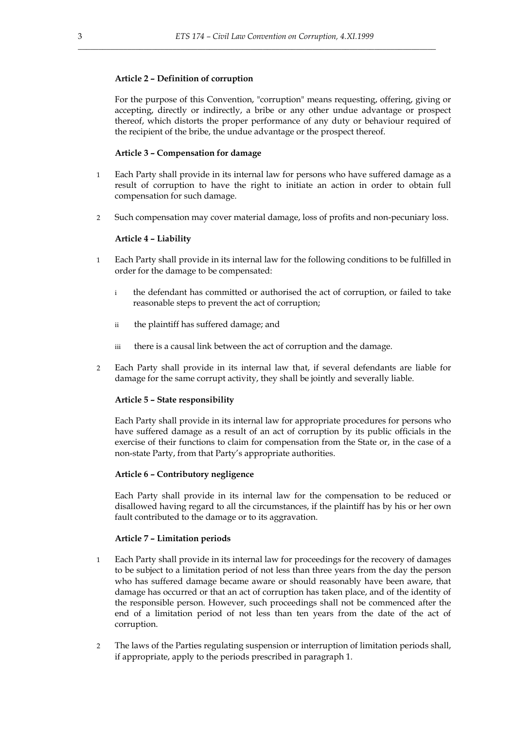**Article 2 – Definition of corruption**

For the purpose of this Convention, "corruption" means requesting, offering, giving or accepting, directly or indirectly, a bribe or any other undue advantage or prospect thereof, which distorts the proper performance of any duty or behaviour required of the recipient of the bribe, the undue advantage or the prospect thereof.

**Article 3 – Compensation for damage**

1 Each Party shall provide in its internal law for persons who have suffered damage as a result of corruption to have the right to initiate an action in order to obtain full compensation for such damage.

2 Such compensation may cover material damage, loss of profits and non-pecuniary loss.

**Article 4 – Liability**

1 Each Party shall provide in its internal law for the following conditions to be fulfilled in order for the damage to be compensated:

   i the defendant has committed or authorised the act of corruption, or failed to take reasonable steps to prevent the act of corruption;

   ii the plaintiff has suffered damage; and

   iii there is a causal link between the act of corruption and the damage.

2 Each Party shall provide in its internal law that, if several defendants are liable for damage for the same corrupt activity, they shall be jointly and severally liable.

**Article 5 – State responsibility**

Each Party shall provide in its internal law for appropriate procedures for persons who have suffered damage as a result of an act of corruption by its public officials in the exercise of their functions to claim for compensation from the State or, in the case of a non-state Party, from that Party's appropriate authorities.

**Article 6 – Contributory negligence**

Each Party shall provide in its internal law for the compensation to be reduced or disallowed having regard to all the circumstances, if the plaintiff has by his or her own fault contributed to the damage or to its aggravation.

**Article 7 – Limitation periods**

1 Each Party shall provide in its internal law for proceedings for the recovery of damages to be subject to a limitation period of not less than three years from the day the person who has suffered damage became aware or should reasonably have been aware, that damage has occurred or that an act of corruption has taken place, and of the identity of the responsible person. However, such proceedings shall not be commenced after the end of a limitation period of not less than ten years from the date of the act of corruption.

2 The laws of the Parties regulating suspension or interruption of limitation periods shall, if appropriate, apply to the periods prescribed in paragraph 1.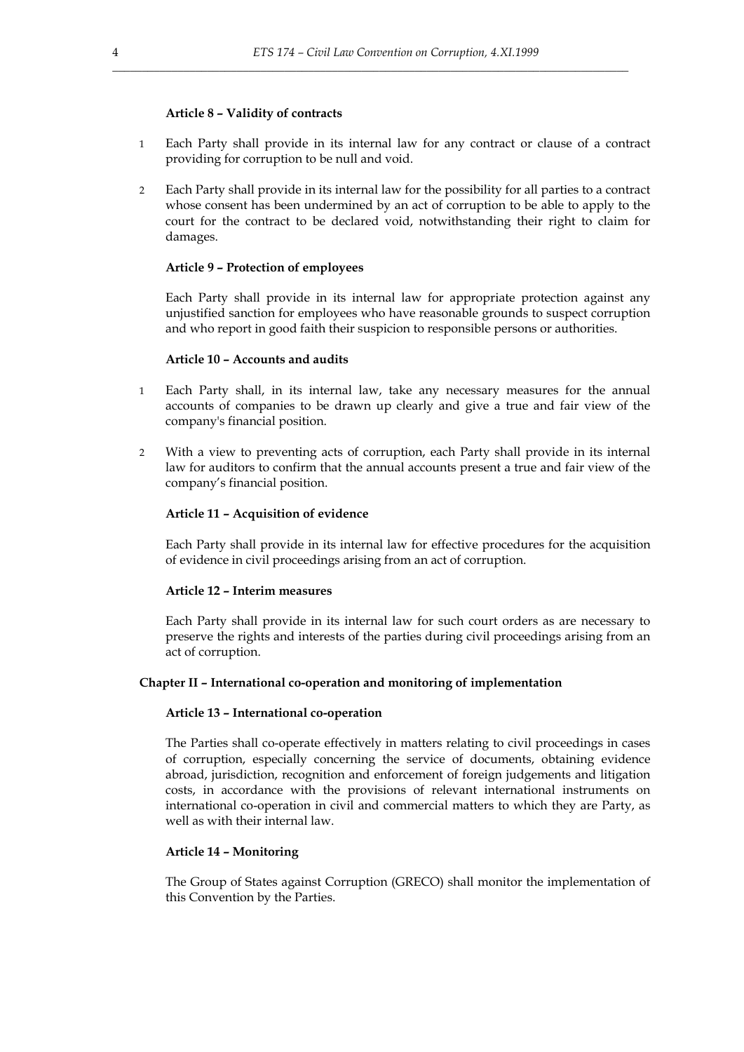### Article 8 – Validity of contracts

1. Each Party shall provide in its internal law for any contract or clause of a contract providing for corruption to be null and void.

2. Each Party shall provide in its internal law for the possibility for all parties to a contract whose consent has been undermined by an act of corruption to be able to apply to the court for the contract to be declared void, notwithstanding their right to claim for damages.

### Article 9 – Protection of employees

Each Party shall provide in its internal law for appropriate protection against any unjustified sanction for employees who have reasonable grounds to suspect corruption and who report in good faith their suspicion to responsible persons or authorities.

### Article 10 – Accounts and audits

1. Each Party shall, in its internal law, take any necessary measures for the annual accounts of companies to be drawn up clearly and give a true and fair view of the company's financial position.

2. With a view to preventing acts of corruption, each Party shall provide in its internal law for auditors to confirm that the annual accounts present a true and fair view of the company's financial position.

### Article 11 – Acquisition of evidence

Each Party shall provide in its internal law for effective procedures for the acquisition of evidence in civil proceedings arising from an act of corruption.

### Article 12 – Interim measures

Each Party shall provide in its internal law for such court orders as are necessary to preserve the rights and interests of the parties during civil proceedings arising from an act of corruption.

## Chapter II – International co-operation and monitoring of implementation

### Article 13 – International co-operation

The Parties shall co-operate effectively in matters relating to civil proceedings in cases of corruption, especially concerning the service of documents, obtaining evidence abroad, jurisdiction, recognition and enforcement of foreign judgements and litigation costs, in accordance with the provisions of relevant international instruments on international co-operation in civil and commercial matters to which they are Party, as well as with their internal law.

### Article 14 – Monitoring

The Group of States against Corruption (GRECO) shall monitor the implementation of this Convention by the Parties.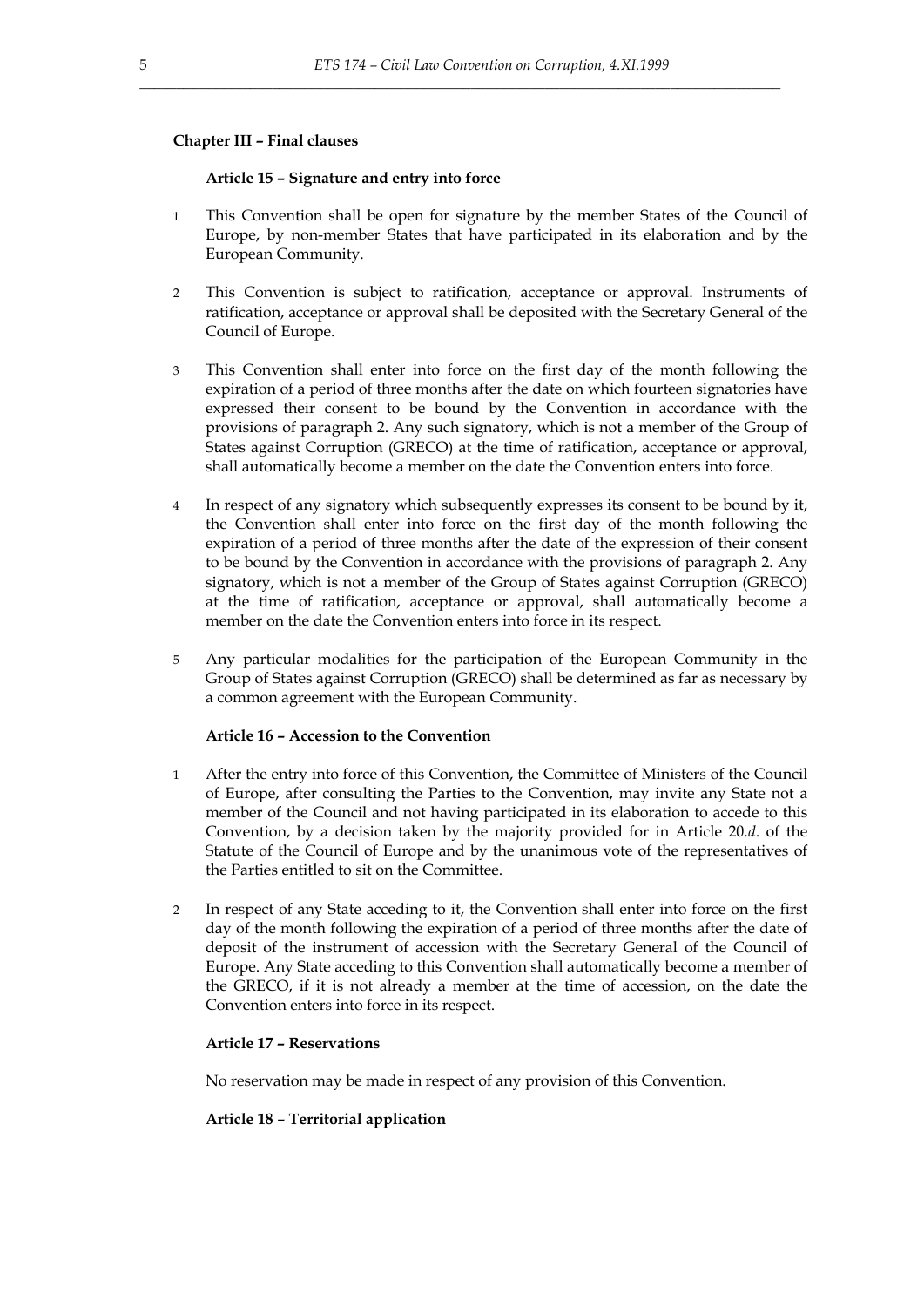**Chapter III – Final clauses**

**Article 15 – Signature and entry into force**

1 This Convention shall be open for signature by the member States of the Council of Europe, by non-member States that have participated in its elaboration and by the European Community.

2 This Convention is subject to ratification, acceptance or approval. Instruments of ratification, acceptance or approval shall be deposited with the Secretary General of the Council of Europe.

3 This Convention shall enter into force on the first day of the month following the expiration of a period of three months after the date on which fourteen signatories have expressed their consent to be bound by the Convention in accordance with the provisions of paragraph 2. Any such signatory, which is not a member of the Group of States against Corruption (GRECO) at the time of ratification, acceptance or approval, shall automatically become a member on the date the Convention enters into force.

4 In respect of any signatory which subsequently expresses its consent to be bound by it, the Convention shall enter into force on the first day of the month following the expiration of a period of three months after the date of the expression of their consent to be bound by the Convention in accordance with the provisions of paragraph 2. Any signatory, which is not a member of the Group of States against Corruption (GRECO) at the time of ratification, acceptance or approval, shall automatically become a member on the date the Convention enters into force in its respect.

5 Any particular modalities for the participation of the European Community in the Group of States against Corruption (GRECO) shall be determined as far as necessary by a common agreement with the European Community.

**Article 16 – Accession to the Convention**

1 After the entry into force of this Convention, the Committee of Ministers of the Council of Europe, after consulting the Parties to the Convention, may invite any State not a member of the Council and not having participated in its elaboration to accede to this Convention, by a decision taken by the majority provided for in Article 20.*d*. of the Statute of the Council of Europe and by the unanimous vote of the representatives of the Parties entitled to sit on the Committee.

2 In respect of any State acceding to it, the Convention shall enter into force on the first day of the month following the expiration of a period of three months after the date of deposit of the instrument of accession with the Secretary General of the Council of Europe. Any State acceding to this Convention shall automatically become a member of the GRECO, if it is not already a member at the time of accession, on the date the Convention enters into force in its respect.

**Article 17 – Reservations**

No reservation may be made in respect of any provision of this Convention.

**Article 18 – Territorial application**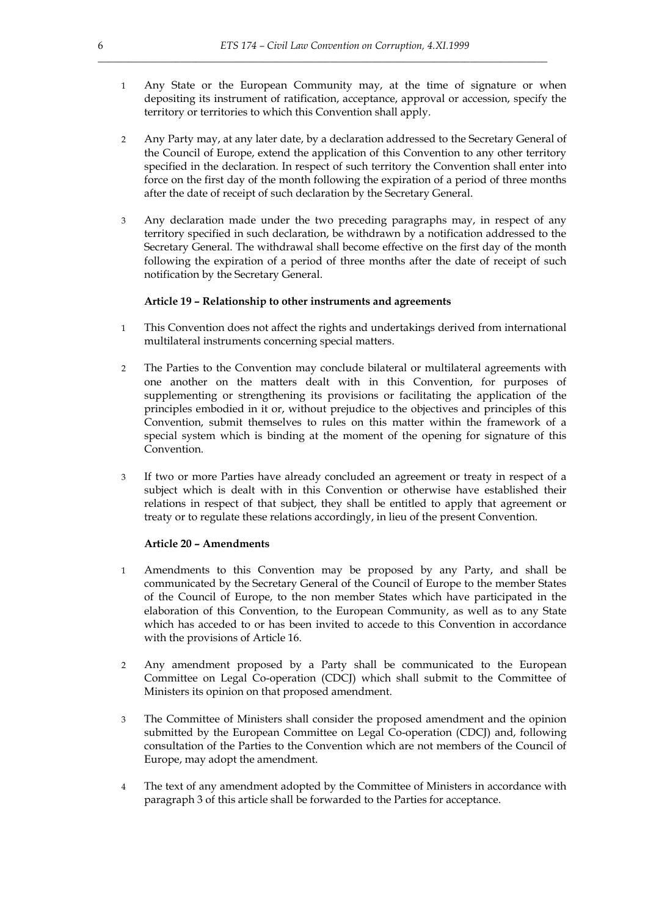1 Any State or the European Community may, at the time of signature or when depositing its instrument of ratification, acceptance, approval or accession, specify the territory or territories to which this Convention shall apply.

2 Any Party may, at any later date, by a declaration addressed to the Secretary General of the Council of Europe, extend the application of this Convention to any other territory specified in the declaration. In respect of such territory the Convention shall enter into force on the first day of the month following the expiration of a period of three months after the date of receipt of such declaration by the Secretary General.

3 Any declaration made under the two preceding paragraphs may, in respect of any territory specified in such declaration, be withdrawn by a notification addressed to the Secretary General. The withdrawal shall become effective on the first day of the month following the expiration of a period of three months after the date of receipt of such notification by the Secretary General.

#### Article 19 – Relationship to other instruments and agreements

1 This Convention does not affect the rights and undertakings derived from international multilateral instruments concerning special matters.

2 The Parties to the Convention may conclude bilateral or multilateral agreements with one another on the matters dealt with in this Convention, for purposes of supplementing or strengthening its provisions or facilitating the application of the principles embodied in it or, without prejudice to the objectives and principles of this Convention, submit themselves to rules on this matter within the framework of a special system which is binding at the moment of the opening for signature of this Convention.

3 If two or more Parties have already concluded an agreement or treaty in respect of a subject which is dealt with in this Convention or otherwise have established their relations in respect of that subject, they shall be entitled to apply that agreement or treaty or to regulate these relations accordingly, in lieu of the present Convention.

#### Article 20 – Amendments

1 Amendments to this Convention may be proposed by any Party, and shall be communicated by the Secretary General of the Council of Europe to the member States of the Council of Europe, to the non member States which have participated in the elaboration of this Convention, to the European Community, as well as to any State which has acceded to or has been invited to accede to this Convention in accordance with the provisions of Article 16.

2 Any amendment proposed by a Party shall be communicated to the European Committee on Legal Co-operation (CDCJ) which shall submit to the Committee of Ministers its opinion on that proposed amendment.

3 The Committee of Ministers shall consider the proposed amendment and the opinion submitted by the European Committee on Legal Co-operation (CDCJ) and, following consultation of the Parties to the Convention which are not members of the Council of Europe, may adopt the amendment.

4 The text of any amendment adopted by the Committee of Ministers in accordance with paragraph 3 of this article shall be forwarded to the Parties for acceptance.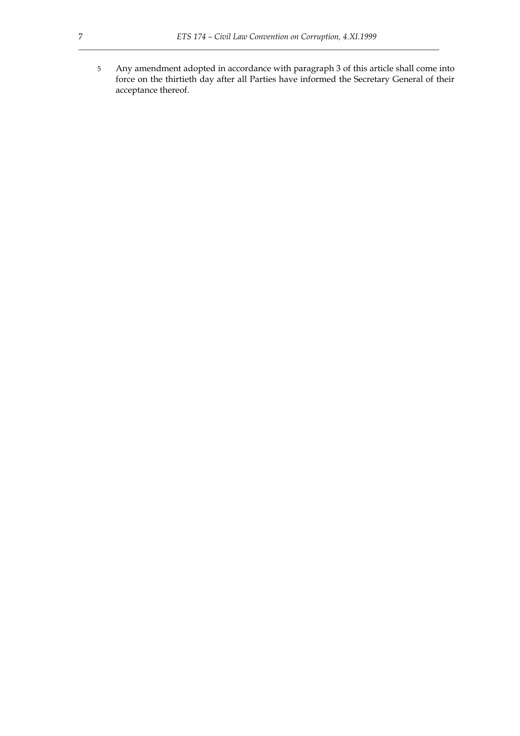5 Any amendment adopted in accordance with paragraph 3 of this article shall come into force on the thirtieth day after all Parties have informed the Secretary General of their acceptance thereof.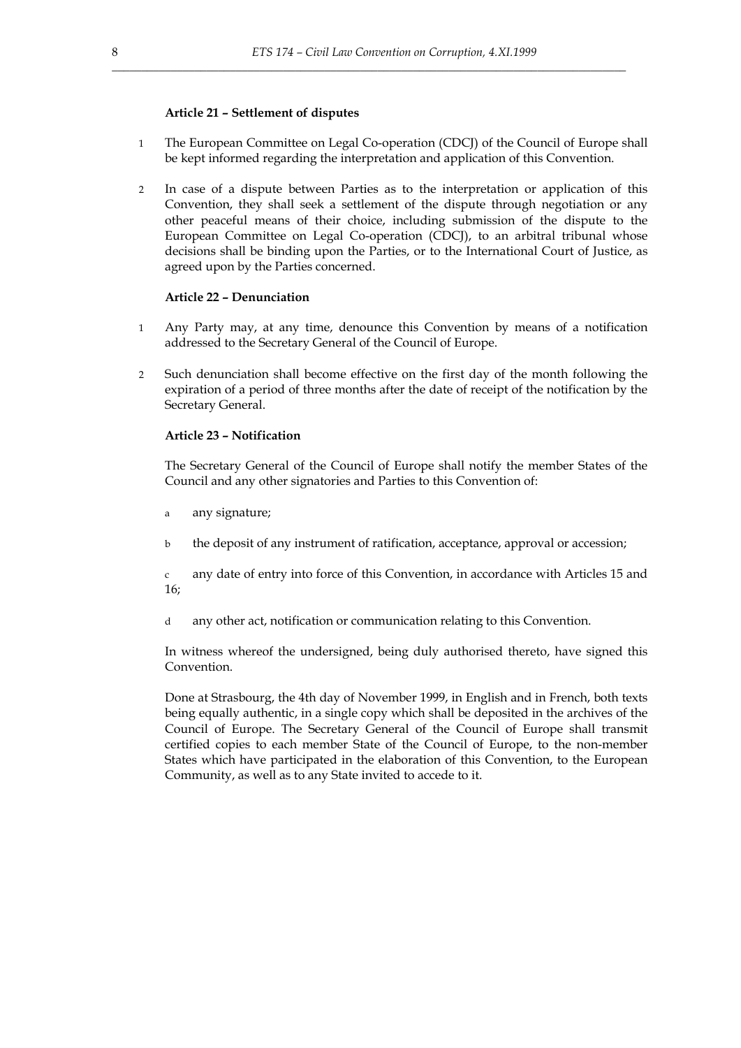**Article 21 – Settlement of disputes**

1 The European Committee on Legal Co-operation (CDCJ) of the Council of Europe shall be kept informed regarding the interpretation and application of this Convention.

2 In case of a dispute between Parties as to the interpretation or application of this Convention, they shall seek a settlement of the dispute through negotiation or any other peaceful means of their choice, including submission of the dispute to the European Committee on Legal Co-operation (CDCJ), to an arbitral tribunal whose decisions shall be binding upon the Parties, or to the International Court of Justice, as agreed upon by the Parties concerned.

**Article 22 – Denunciation**

1 Any Party may, at any time, denounce this Convention by means of a notification addressed to the Secretary General of the Council of Europe.

2 Such denunciation shall become effective on the first day of the month following the expiration of a period of three months after the date of receipt of the notification by the Secretary General.

**Article 23 – Notification**

The Secretary General of the Council of Europe shall notify the member States of the Council and any other signatories and Parties to this Convention of:

a any signature;

b the deposit of any instrument of ratification, acceptance, approval or accession;

c any date of entry into force of this Convention, in accordance with Articles 15 and 16;

d any other act, notification or communication relating to this Convention.

In witness whereof the undersigned, being duly authorised thereto, have signed this Convention.

Done at Strasbourg, the 4th day of November 1999, in English and in French, both texts being equally authentic, in a single copy which shall be deposited in the archives of the Council of Europe. The Secretary General of the Council of Europe shall transmit certified copies to each member State of the Council of Europe, to the non-member States which have participated in the elaboration of this Convention, to the European Community, as well as to any State invited to accede to it.